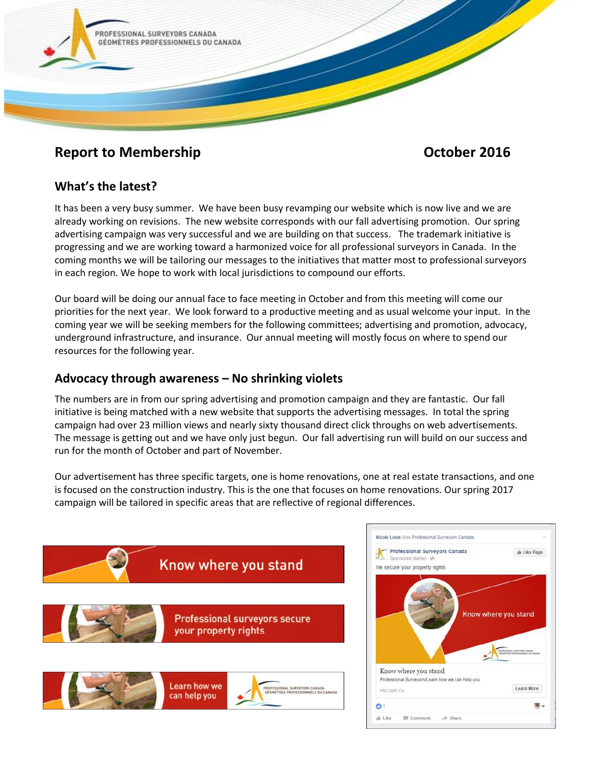# Report to Membership

October 2016

## What's the latest?

It has been a very busy summer. We have been busy revamping our website which is now live and we are already working on revisions. The new website corresponds with our fall advertising promotion. Our spring advertising campaign was very successful and we are building on that success. The trademark initiative is progressing and we are working toward a harmonized voice for all professional surveyors in Canada. In the coming months we will be tailoring our messages to the initiatives that matter most to professional surveyors in each region. We hope to work with local jurisdictions to compound our efforts.

Our board will be doing our annual face to face meeting in October and from this meeting will come our priorities for the next year. We look forward to a productive meeting and as usual welcome your input. In the coming year we will be seeking members for the following committees; advertising and promotion, advocacy, underground infrastructure, and insurance. Our annual meeting will mostly focus on where to spend our resources for the following year.

## Advocacy through awareness – No shrinking violets

The numbers are in from our spring advertising and promotion campaign and they are fantastic. Our fall initiative is being matched with a new website that supports the advertising messages. In total the spring campaign had over 23 million views and nearly sixty thousand direct click throughs on web advertisements. The message is getting out and we have only just begun. Our fall advertising run will build on our success and run for the month of October and part of November.

Our advertisement has three specific targets, one is home renovations, one at real estate transactions, and one is focused on the construction industry. This is the one that focuses on home renovations. Our spring 2017 campaign will be tailored in specific areas that are reflective of regional differences.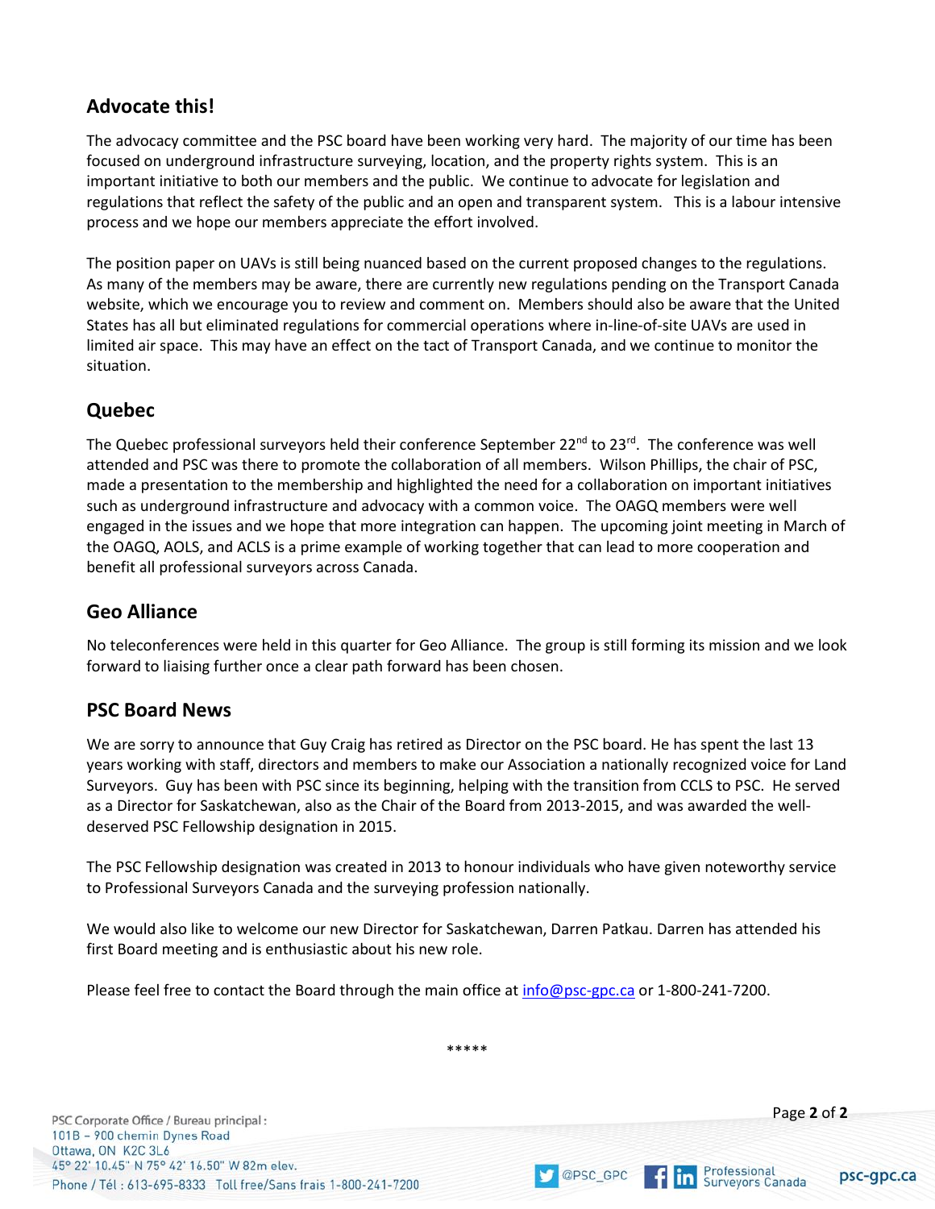## Advocate this!

The advocacy committee and the PSC board have been working very hard. The majority of our time has been focused on underground infrastructure surveying, location, and the property rights system. This is an important initiative to both our members and the public. We continue to advocate for legislation and regulations that reflect the safety of the public and an open and transparent system. This is a labour intensive process and we hope our members appreciate the effort involved.

The position paper on UAVs is still being nuanced based on the current proposed changes to the regulations. As many of the members may be aware, there are currently new regulations pending on the Transport Canada website, which we encourage you to review and comment on. Members should also be aware that the United States has all but eliminated regulations for commercial operations where in-line-of-site UAVs are used in limited air space. This may have an effect on the tact of Transport Canada, and we continue to monitor the situation.

## Quebec

The Quebec professional surveyors held their conference September 22nd to 23rd. The conference was well attended and PSC was there to promote the collaboration of all members. Wilson Phillips, the chair of PSC, made a presentation to the membership and highlighted the need for a collaboration on important initiatives such as underground infrastructure and advocacy with a common voice. The OAGQ members were well engaged in the issues and we hope that more integration can happen. The upcoming joint meeting in March of the OAGQ, AOLS, and ACLS is a prime example of working together that can lead to more cooperation and benefit all professional surveyors across Canada.

## Geo Alliance

No teleconferences were held in this quarter for Geo Alliance. The group is still forming its mission and we look forward to liaising further once a clear path forward has been chosen.

## PSC Board News

We are sorry to announce that Guy Craig has retired as Director on the PSC board. He has spent the last 13 years working with staff, directors and members to make our Association a nationally recognized voice for Land Surveyors. Guy has been with PSC since its beginning, helping with the transition from CCLS to PSC. He served as a Director for Saskatchewan, also as the Chair of the Board from 2013-2015, and was awarded the well-deserved PSC Fellowship designation in 2015.

The PSC Fellowship designation was created in 2013 to honour individuals who have given noteworthy service to Professional Surveyors Canada and the surveying profession nationally.

We would also like to welcome our new Director for Saskatchewan, Darren Patkau. Darren has attended his first Board meeting and is enthusiastic about his new role.

Please feel free to contact the Board through the main office at info@psc-gpc.ca or 1-800-241-7200.

*****